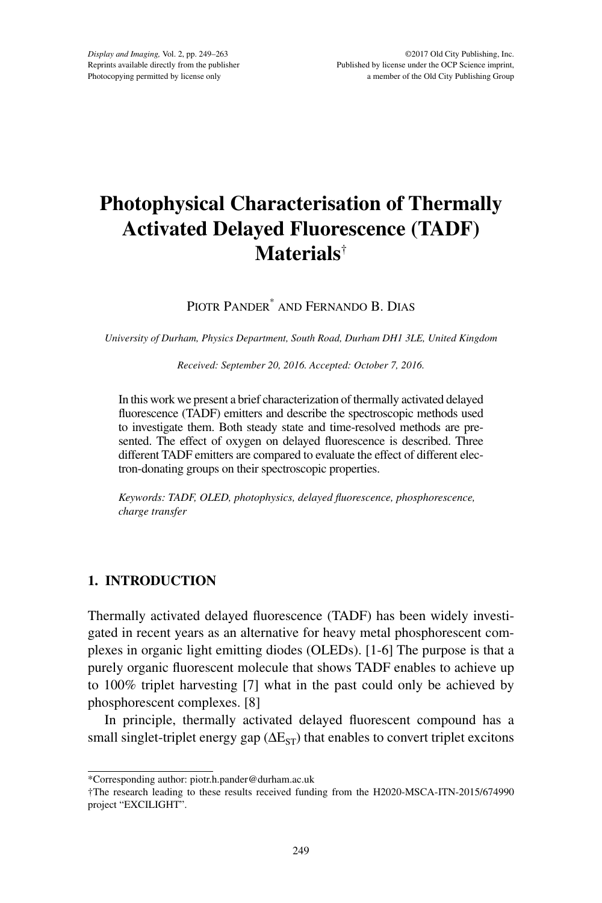# Photophysical Characterisation of Thermally Activated Delayed Fluorescence (TADF) Materials[†]

PIOTR PANDER[*] AND FERNANDO B. DIAS

*University of Durham, Physics Department, South Road, Durham DH1 3LE, United Kingdom*

*Received: September 20, 2016. Accepted: October 7, 2016.*

In this work we present a brief characterization of thermally activated delayed fluorescence (TADF) emitters and describe the spectroscopic methods used to investigate them. Both steady state and time-resolved methods are presented. The effect of oxygen on delayed fluorescence is described. Three different TADF emitters are compared to evaluate the effect of different electron-donating groups on their spectroscopic properties.

*Keywords: TADF, OLED, photophysics, delayed fluorescence, phosphorescence, charge transfer*

## 1. INTRODUCTION

Thermally activated delayed fluorescence (TADF) has been widely investigated in recent years as an alternative for heavy metal phosphorescent complexes in organic light emitting diodes (OLEDs). [1-6] The purpose is that a purely organic fluorescent molecule that shows TADF enables to achieve up to 100% triplet harvesting [7] what in the past could only be achieved by phosphorescent complexes. [8]

In principle, thermally activated delayed fluorescent compound has a small singlet-triplet energy gap ($\Delta E_{ST}$) that enables to convert triplet excitons

---

*Corresponding author: piotr.h.pander@durham.ac.uk

†The research leading to these results received funding from the H2020-MSCA-ITN-2015/674990 project "EXCILIGHT".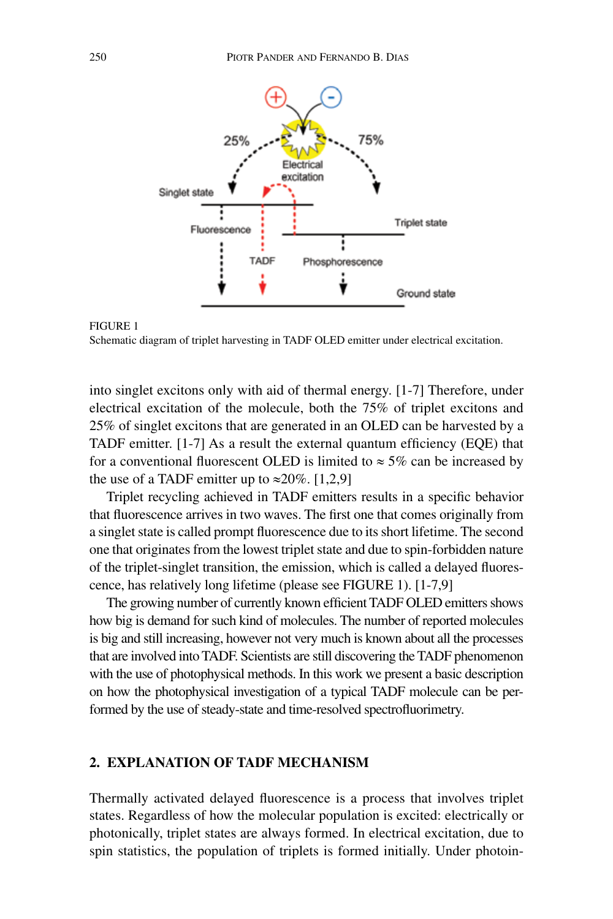FIGURE 1
Schematic diagram of triplet harvesting in TADF OLED emitter under electrical excitation.

into singlet excitons only with aid of thermal energy. [1-7] Therefore, under electrical excitation of the molecule, both the 75% of triplet excitons and 25% of singlet excitons that are generated in an OLED can be harvested by a TADF emitter. [1-7] As a result the external quantum efficiency (EQE) that for a conventional fluorescent OLED is limited to ≈ 5% can be increased by the use of a TADF emitter up to ≈20%. [1,2,9]

Triplet recycling achieved in TADF emitters results in a specific behavior that fluorescence arrives in two waves. The first one that comes originally from a singlet state is called prompt fluorescence due to its short lifetime. The second one that originates from the lowest triplet state and due to spin-forbidden nature of the triplet-singlet transition, the emission, which is called a delayed fluorescence, has relatively long lifetime (please see FIGURE 1). [1-7,9]

The growing number of currently known efficient TADF OLED emitters shows how big is demand for such kind of molecules. The number of reported molecules is big and still increasing, however not very much is known about all the processes that are involved into TADF. Scientists are still discovering the TADF phenomenon with the use of photophysical methods. In this work we present a basic description on how the photophysical investigation of a typical TADF molecule can be performed by the use of steady-state and time-resolved spectrofluorimetry.

## 2. EXPLANATION OF TADF MECHANISM

Thermally activated delayed fluorescence is a process that involves triplet states. Regardless of how the molecular population is excited: electrically or photonically, triplet states are always formed. In electrical excitation, due to spin statistics, the population of triplets is formed initially. Under photoin-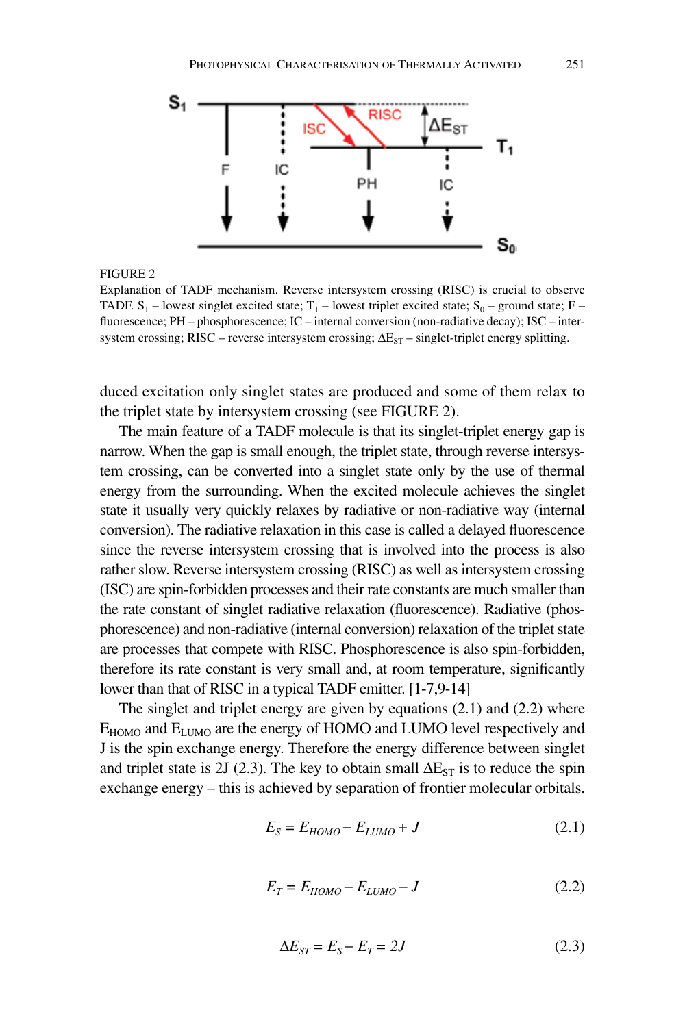FIGURE 2

Explanation of TADF mechanism. Reverse intersystem crossing (RISC) is crucial to observe TADF. $S_1$ – lowest singlet excited state; $T_1$ – lowest triplet excited state; $S_0$ – ground state; F – fluorescence; PH – phosphorescence; IC – internal conversion (non-radiative decay); ISC – intersystem crossing; RISC – reverse intersystem crossing; $\Delta E_{ST}$ – singlet-triplet energy splitting.

duced excitation only singlet states are produced and some of them relax to the triplet state by intersystem crossing (see FIGURE 2).

The main feature of a TADF molecule is that its singlet-triplet energy gap is narrow. When the gap is small enough, the triplet state, through reverse intersystem crossing, can be converted into a singlet state only by the use of thermal energy from the surrounding. When the excited molecule achieves the singlet state it usually very quickly relaxes by radiative or non-radiative way (internal conversion). The radiative relaxation in this case is called a delayed fluorescence since the reverse intersystem crossing that is involved into the process is also rather slow. Reverse intersystem crossing (RISC) as well as intersystem crossing (ISC) are spin-forbidden processes and their rate constants are much smaller than the rate constant of singlet radiative relaxation (fluorescence). Radiative (phosphorescence) and non-radiative (internal conversion) relaxation of the triplet state are processes that compete with RISC. Phosphorescence is also spin-forbidden, therefore its rate constant is very small and, at room temperature, significantly lower than that of RISC in a typical TADF emitter. [1-7,9-14]

The singlet and triplet energy are given by equations (2.1) and (2.2) where $E_{HOMO}$ and $E_{LUMO}$ are the energy of HOMO and LUMO level respectively and J is the spin exchange energy. Therefore the energy difference between singlet and triplet state is 2J (2.3). The key to obtain small $\Delta E_{ST}$ is to reduce the spin exchange energy – this is achieved by separation of frontier molecular orbitals.

$$E_S = E_{HOMO} - E_{LUMO} + J \tag{2.1}$$

$$E_T = E_{HOMO} - E_{LUMO} - J \tag{2.2}$$

$$\Delta E_{ST} = E_S - E_T = 2J \tag{2.3}$$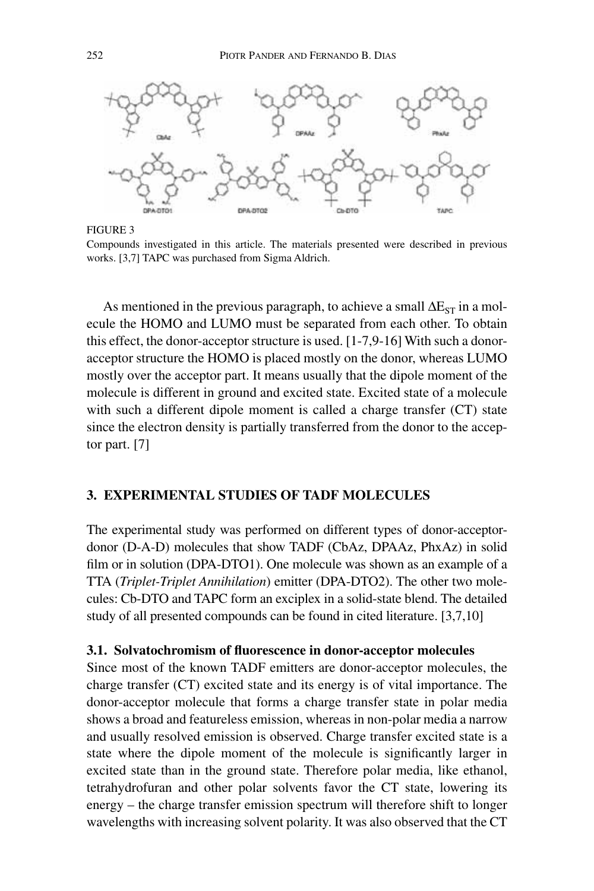FIGURE 3
Compounds investigated in this article. The materials presented were described in previous works. [3,7] TAPC was purchased from Sigma Aldrich.

As mentioned in the previous paragraph, to achieve a small $\Delta E_{ST}$ in a molecule the HOMO and LUMO must be separated from each other. To obtain this effect, the donor-acceptor structure is used. [1-7,9-16] With such a donor-acceptor structure the HOMO is placed mostly on the donor, whereas LUMO mostly over the acceptor part. It means usually that the dipole moment of the molecule is different in ground and excited state. Excited state of a molecule with such a different dipole moment is called a charge transfer (CT) state since the electron density is partially transferred from the donor to the acceptor part. [7]

## 3. EXPERIMENTAL STUDIES OF TADF MOLECULES

The experimental study was performed on different types of donor-acceptor-donor (D-A-D) molecules that show TADF (CbAz, DPAAz, PhxAz) in solid film or in solution (DPA-DTO1). One molecule was shown as an example of a TTA (*Triplet-Triplet Annihilation*) emitter (DPA-DTO2). The other two molecules: Cb-DTO and TAPC form an exciplex in a solid-state blend. The detailed study of all presented compounds can be found in cited literature. [3,7,10]

### 3.1. Solvatochromism of fluorescence in donor-acceptor molecules

Since most of the known TADF emitters are donor-acceptor molecules, the charge transfer (CT) excited state and its energy is of vital importance. The donor-acceptor molecule that forms a charge transfer state in polar media shows a broad and featureless emission, whereas in non-polar media a narrow and usually resolved emission is observed. Charge transfer excited state is a state where the dipole moment of the molecule is significantly larger in excited state than in the ground state. Therefore polar media, like ethanol, tetrahydrofuran and other polar solvents favor the CT state, lowering its energy – the charge transfer emission spectrum will therefore shift to longer wavelengths with increasing solvent polarity. It was also observed that the CT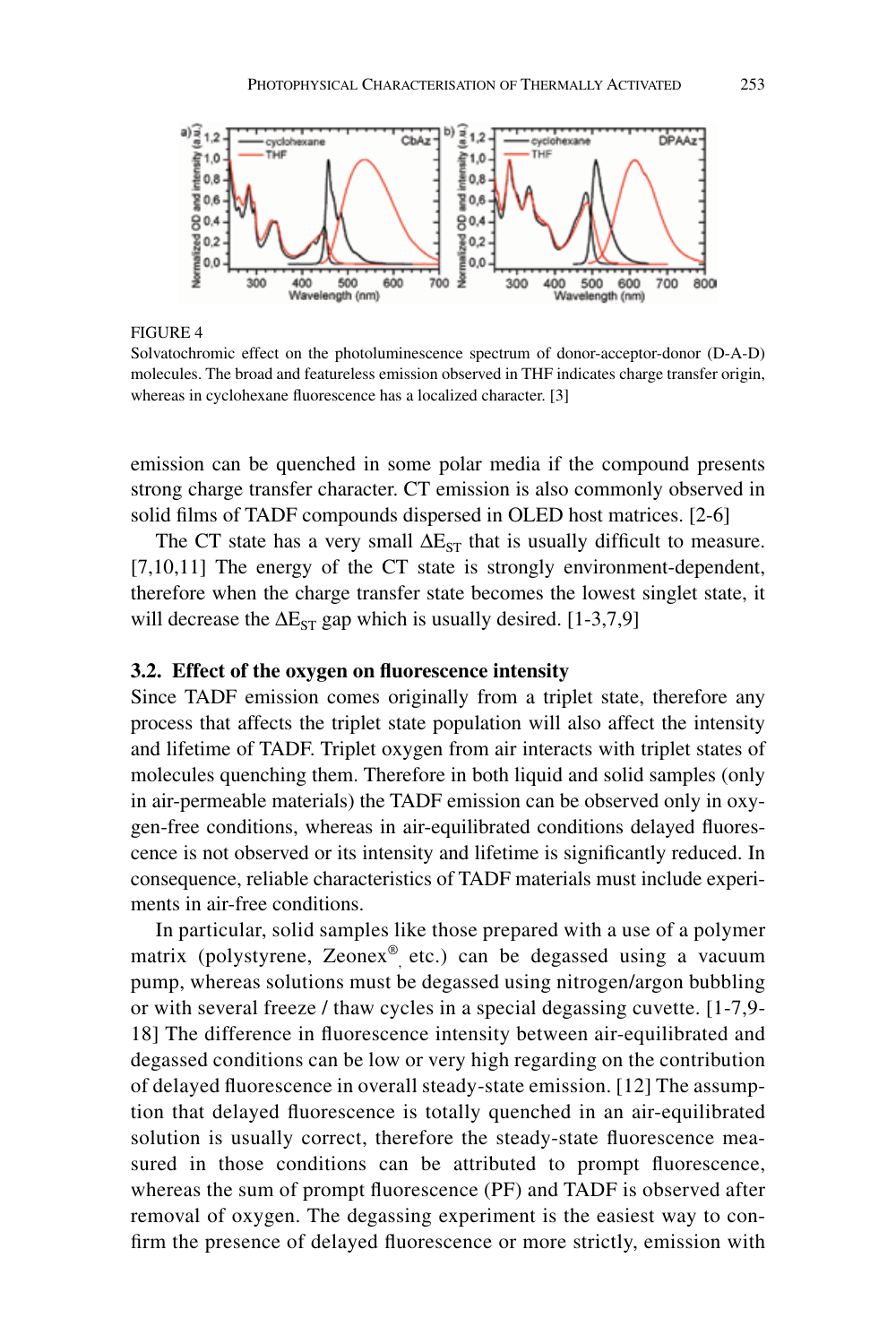FIGURE 4

Solvatochromic effect on the photoluminescence spectrum of donor-acceptor-donor (D-A-D) molecules. The broad and featureless emission observed in THF indicates charge transfer origin, whereas in cyclohexane fluorescence has a localized character. [3]

emission can be quenched in some polar media if the compound presents strong charge transfer character. CT emission is also commonly observed in solid films of TADF compounds dispersed in OLED host matrices. [2-6]

The CT state has a very small $\Delta E_{ST}$ that is usually difficult to measure. [7,10,11] The energy of the CT state is strongly environment-dependent, therefore when the charge transfer state becomes the lowest singlet state, it will decrease the $\Delta E_{ST}$ gap which is usually desired. [1-3,7,9]

### 3.2. Effect of the oxygen on fluorescence intensity

Since TADF emission comes originally from a triplet state, therefore any process that affects the triplet state population will also affect the intensity and lifetime of TADF. Triplet oxygen from air interacts with triplet states of molecules quenching them. Therefore in both liquid and solid samples (only in air-permeable materials) the TADF emission can be observed only in oxygen-free conditions, whereas in air-equilibrated conditions delayed fluorescence is not observed or its intensity and lifetime is significantly reduced. In consequence, reliable characteristics of TADF materials must include experiments in air-free conditions.

In particular, solid samples like those prepared with a use of a polymer matrix (polystyrene, Zeonex®, etc.) can be degassed using a vacuum pump, whereas solutions must be degassed using nitrogen/argon bubbling or with several freeze / thaw cycles in a special degassing cuvette. [1-7,9-18] The difference in fluorescence intensity between air-equilibrated and degassed conditions can be low or very high regarding on the contribution of delayed fluorescence in overall steady-state emission. [12] The assumption that delayed fluorescence is totally quenched in an air-equilibrated solution is usually correct, therefore the steady-state fluorescence measured in those conditions can be attributed to prompt fluorescence, whereas the sum of prompt fluorescence (PF) and TADF is observed after removal of oxygen. The degassing experiment is the easiest way to confirm the presence of delayed fluorescence or more strictly, emission with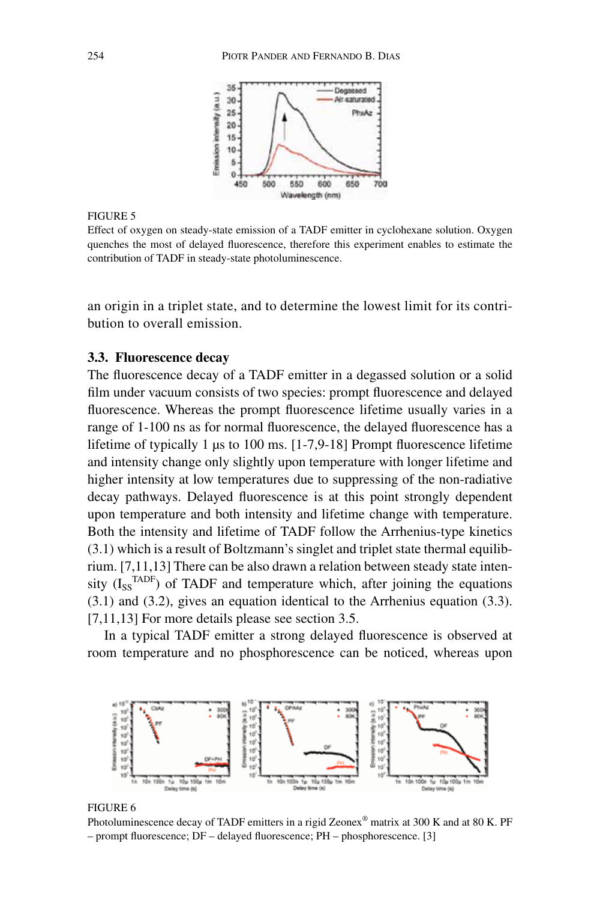FIGURE 5

Effect of oxygen on steady-state emission of a TADF emitter in cyclohexane solution. Oxygen quenches the most of delayed fluorescence, therefore this experiment enables to estimate the contribution of TADF in steady-state photoluminescence.

an origin in a triplet state, and to determine the lowest limit for its contribution to overall emission.

### 3.3. Fluorescence decay

The fluorescence decay of a TADF emitter in a degassed solution or a solid film under vacuum consists of two species: prompt fluorescence and delayed fluorescence. Whereas the prompt fluorescence lifetime usually varies in a range of 1-100 ns as for normal fluorescence, the delayed fluorescence has a lifetime of typically 1 μs to 100 ms. [1-7,9-18] Prompt fluorescence lifetime and intensity change only slightly upon temperature with longer lifetime and higher intensity at low temperatures due to suppressing of the non-radiative decay pathways. Delayed fluorescence is at this point strongly dependent upon temperature and both intensity and lifetime change with temperature. Both the intensity and lifetime of TADF follow the Arrhenius-type kinetics (3.1) which is a result of Boltzmann's singlet and triplet state thermal equilibrium. [7,11,13] There can be also drawn a relation between steady state intensity ($I_{SS}^{TADF}$) of TADF and temperature which, after joining the equations (3.1) and (3.2), gives an equation identical to the Arrhenius equation (3.3). [7,11,13] For more details please see section 3.5.

In a typical TADF emitter a strong delayed fluorescence is observed at room temperature and no phosphorescence can be noticed, whereas upon

FIGURE 6

Photoluminescence decay of TADF emitters in a rigid Zeonex® matrix at 300 K and at 80 K. PF – prompt fluorescence; DF – delayed fluorescence; PH – phosphorescence. [3]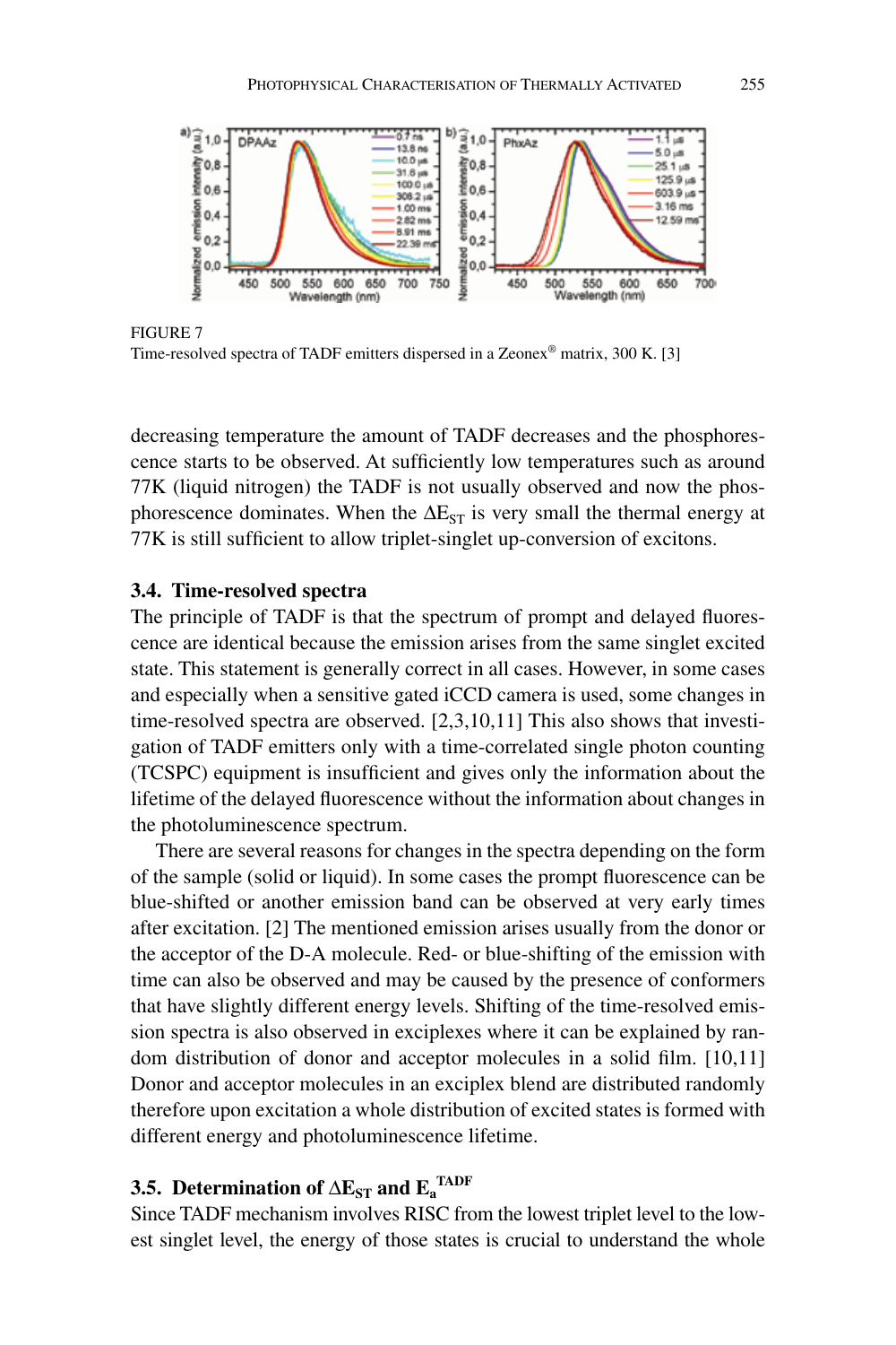FIGURE 7
Time-resolved spectra of TADF emitters dispersed in a Zeonex® matrix, 300 K. [3]

decreasing temperature the amount of TADF decreases and the phosphorescence starts to be observed. At sufficiently low temperatures such as around 77K (liquid nitrogen) the TADF is not usually observed and now the phosphorescence dominates. When the $\Delta E_{ST}$ is very small the thermal energy at 77K is still sufficient to allow triplet-singlet up-conversion of excitons.

### 3.4. Time-resolved spectra

The principle of TADF is that the spectrum of prompt and delayed fluorescence are identical because the emission arises from the same singlet excited state. This statement is generally correct in all cases. However, in some cases and especially when a sensitive gated iCCD camera is used, some changes in time-resolved spectra are observed. [2,3,10,11] This also shows that investigation of TADF emitters only with a time-correlated single photon counting (TCSPC) equipment is insufficient and gives only the information about the lifetime of the delayed fluorescence without the information about changes in the photoluminescence spectrum.

There are several reasons for changes in the spectra depending on the form of the sample (solid or liquid). In some cases the prompt fluorescence can be blue-shifted or another emission band can be observed at very early times after excitation. [2] The mentioned emission arises usually from the donor or the acceptor of the D-A molecule. Red- or blue-shifting of the emission with time can also be observed and may be caused by the presence of conformers that have slightly different energy levels. Shifting of the time-resolved emission spectra is also observed in exciplexes where it can be explained by random distribution of donor and acceptor molecules in a solid film. [10,11] Donor and acceptor molecules in an exciplex blend are distributed randomly therefore upon excitation a whole distribution of excited states is formed with different energy and photoluminescence lifetime.

### 3.5. Determination of $\Delta E_{ST}$ and $E_a^{TADF}$

Since TADF mechanism involves RISC from the lowest triplet level to the lowest singlet level, the energy of those states is crucial to understand the whole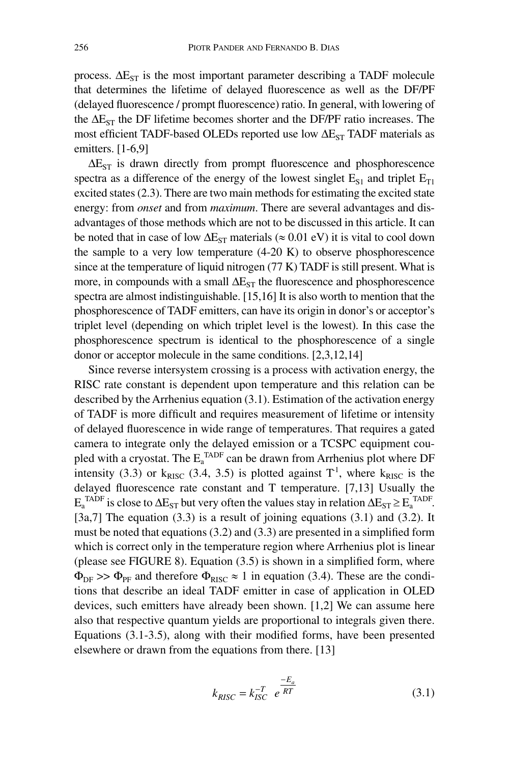process. $\Delta E_{ST}$ is the most important parameter describing a TADF molecule that determines the lifetime of delayed fluorescence as well as the DF/PF (delayed fluorescence / prompt fluorescence) ratio. In general, with lowering of the $\Delta E_{ST}$ the DF lifetime becomes shorter and the DF/PF ratio increases. The most efficient TADF-based OLEDs reported use low $\Delta E_{ST}$ TADF materials as emitters. [1-6,9]

$\Delta E_{ST}$ is drawn directly from prompt fluorescence and phosphorescence spectra as a difference of the energy of the lowest singlet $E_{S1}$ and triplet $E_{T1}$ excited states (2.3). There are two main methods for estimating the excited state energy: from *onset* and from *maximum*. There are several advantages and disadvantages of those methods which are not to be discussed in this article. It can be noted that in case of low $\Delta E_{ST}$ materials ($\approx$ 0.01 eV) it is vital to cool down the sample to a very low temperature (4-20 K) to observe phosphorescence since at the temperature of liquid nitrogen (77 K) TADF is still present. What is more, in compounds with a small $\Delta E_{ST}$ the fluorescence and phosphorescence spectra are almost indistinguishable. [15,16] It is also worth to mention that the phosphorescence of TADF emitters, can have its origin in donor's or acceptor's triplet level (depending on which triplet level is the lowest). In this case the phosphorescence spectrum is identical to the phosphorescence of a single donor or acceptor molecule in the same conditions. [2,3,12,14]

Since reverse intersystem crossing is a process with activation energy, the RISC rate constant is dependent upon temperature and this relation can be described by the Arrhenius equation (3.1). Estimation of the activation energy of TADF is more difficult and requires measurement of lifetime or intensity of delayed fluorescence in wide range of temperatures. That requires a gated camera to integrate only the delayed emission or a TCSPC equipment coupled with a cryostat. The $E_a^{TADF}$ can be drawn from Arrhenius plot where DF intensity (3.3) or $k_{RISC}$ (3.4, 3.5) is plotted against $T^{-1}$, where $k_{RISC}$ is the delayed fluorescence rate constant and T temperature. [7,13] Usually the $E_a^{TADF}$ is close to $\Delta E_{ST}$ but very often the values stay in relation $\Delta E_{ST} \geq E_a^{TADF}$. [3a,7] The equation (3.3) is a result of joining equations (3.1) and (3.2). It must be noted that equations (3.2) and (3.3) are presented in a simplified form which is correct only in the temperature region where Arrhenius plot is linear (please see FIGURE 8). Equation (3.5) is shown in a simplified form, where $\Phi_{DF} >> \Phi_{PF}$ and therefore $\Phi_{RISC} \approx 1$ in equation (3.4). These are the conditions that describe an ideal TADF emitter in case of application in OLED devices, such emitters have already been shown. [1,2] We can assume here also that respective quantum yields are proportional to integrals given there. Equations (3.1-3.5), along with their modified forms, have been presented elsewhere or drawn from the equations from there. [13]

$$k_{RISC} = k_{ISC}^{-T} \; e^{\frac{-E_a}{RT}} \tag{3.1}$$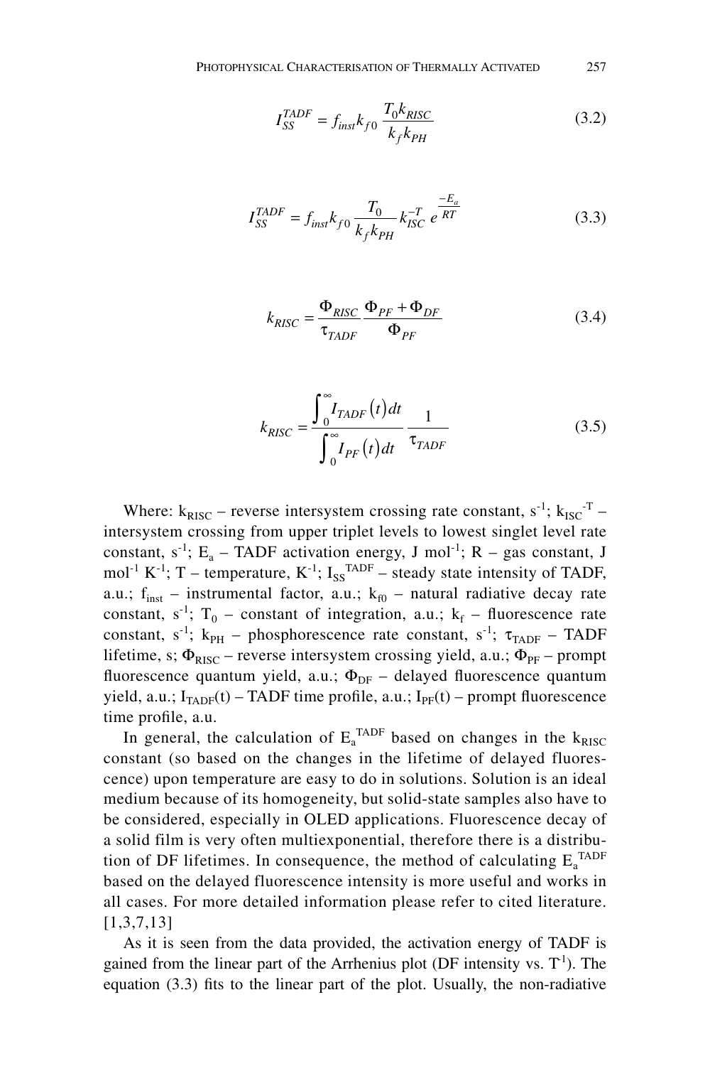$$I_{SS}^{TADF} = f_{inst} k_{f0} \frac{T_0 k_{RISC}}{k_f k_{PH}} \tag{3.2}$$

$$I_{SS}^{TADF} = f_{inst} k_{f0} \frac{T_0}{k_f k_{PH}} k_{ISC}^{-T} e^{\frac{-E_a}{RT}} \tag{3.3}$$

$$k_{RISC} = \frac{\Phi_{RISC}}{\tau_{TADF}} \frac{\Phi_{PF} + \Phi_{DF}}{\Phi_{PF}} \tag{3.4}$$

$$k_{RISC} = \frac{\int_0^{\infty} I_{TADF}(t)dt}{\int_0^{\infty} I_{PF}(t)dt} \frac{1}{\tau_{TADF}} \tag{3.5}$$

Where: $k_{RISC}$ – reverse intersystem crossing rate constant, $s^{-1}$; $k_{ISC}^{-T}$ – intersystem crossing from upper triplet levels to lowest singlet level rate constant, $s^{-1}$; $E_a$ – TADF activation energy, J $mol^{-1}$; R – gas constant, J $mol^{-1}$ $K^{-1}$; T – temperature, $K^{-1}$; $I_{SS}^{TADF}$ – steady state intensity of TADF, a.u.; $f_{inst}$ – instrumental factor, a.u.; $k_{f0}$ – natural radiative decay rate constant, $s^{-1}$; $T_0$ – constant of integration, a.u.; $k_f$ – fluorescence rate constant, $s^{-1}$; $k_{PH}$ – phosphorescence rate constant, $s^{-1}$; $\tau_{TADF}$ – TADF lifetime, s; $\Phi_{RISC}$ – reverse intersystem crossing yield, a.u.; $\Phi_{PF}$ – prompt fluorescence quantum yield, a.u.; $\Phi_{DF}$ – delayed fluorescence quantum yield, a.u.; $I_{TADF}(t)$ – TADF time profile, a.u.; $I_{PF}(t)$ – prompt fluorescence time profile, a.u.

In general, the calculation of $E_a^{TADF}$ based on changes in the $k_{RISC}$ constant (so based on the changes in the lifetime of delayed fluorescence) upon temperature are easy to do in solutions. Solution is an ideal medium because of its homogeneity, but solid-state samples also have to be considered, especially in OLED applications. Fluorescence decay of a solid film is very often multiexponential, therefore there is a distribution of DF lifetimes. In consequence, the method of calculating $E_a^{TADF}$ based on the delayed fluorescence intensity is more useful and works in all cases. For more detailed information please refer to cited literature. [1,3,7,13]

As it is seen from the data provided, the activation energy of TADF is gained from the linear part of the Arrhenius plot (DF intensity vs. $T^{-1}$). The equation (3.3) fits to the linear part of the plot. Usually, the non-radiative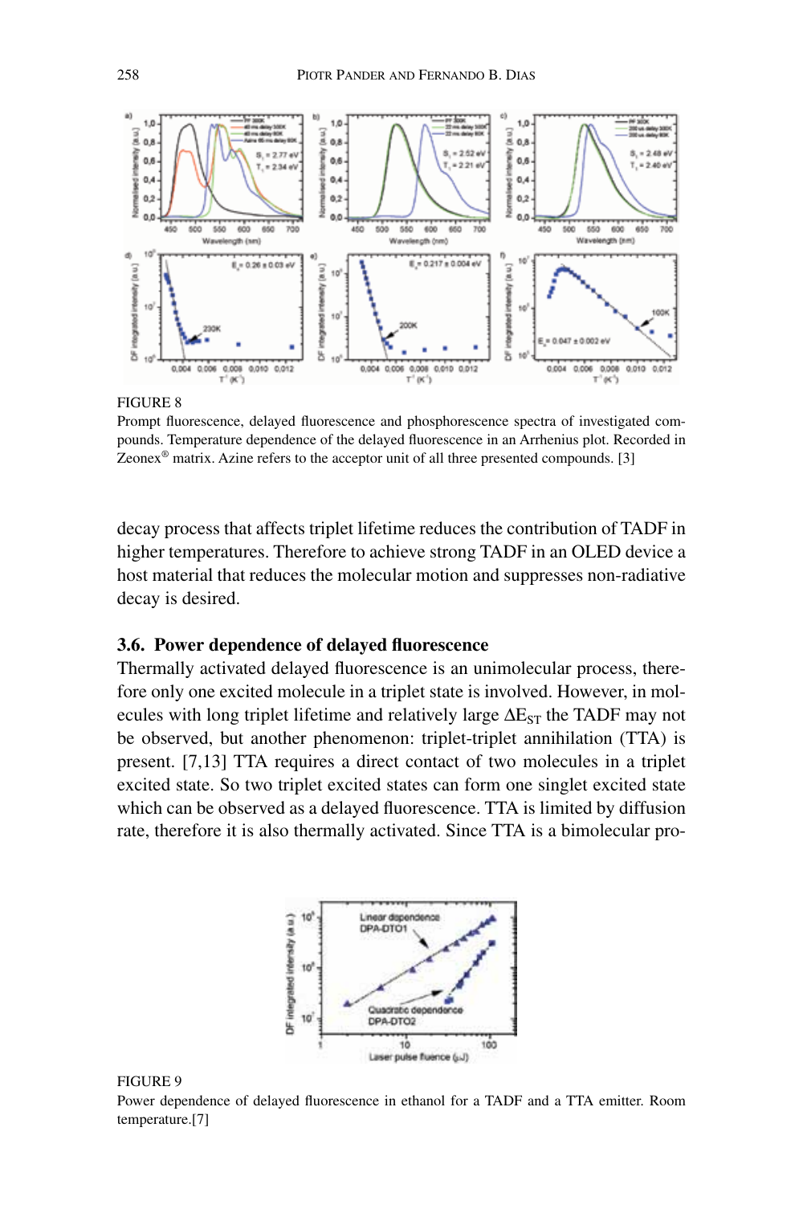FIGURE 8

Prompt fluorescence, delayed fluorescence and phosphorescence spectra of investigated compounds. Temperature dependence of the delayed fluorescence in an Arrhenius plot. Recorded in Zeonex® matrix. Azine refers to the acceptor unit of all three presented compounds. [3]

decay process that affects triplet lifetime reduces the contribution of TADF in higher temperatures. Therefore to achieve strong TADF in an OLED device a host material that reduces the molecular motion and suppresses non-radiative decay is desired.

### 3.6. Power dependence of delayed fluorescence

Thermally activated delayed fluorescence is an unimolecular process, therefore only one excited molecule in a triplet state is involved. However, in molecules with long triplet lifetime and relatively large $\Delta E_{ST}$ the TADF may not be observed, but another phenomenon: triplet-triplet annihilation (TTA) is present. [7,13] TTA requires a direct contact of two molecules in a triplet excited state. So two triplet excited states can form one singlet excited state which can be observed as a delayed fluorescence. TTA is limited by diffusion rate, therefore it is also thermally activated. Since TTA is a bimolecular pro-

FIGURE 9

Power dependence of delayed fluorescence in ethanol for a TADF and a TTA emitter. Room temperature.[7]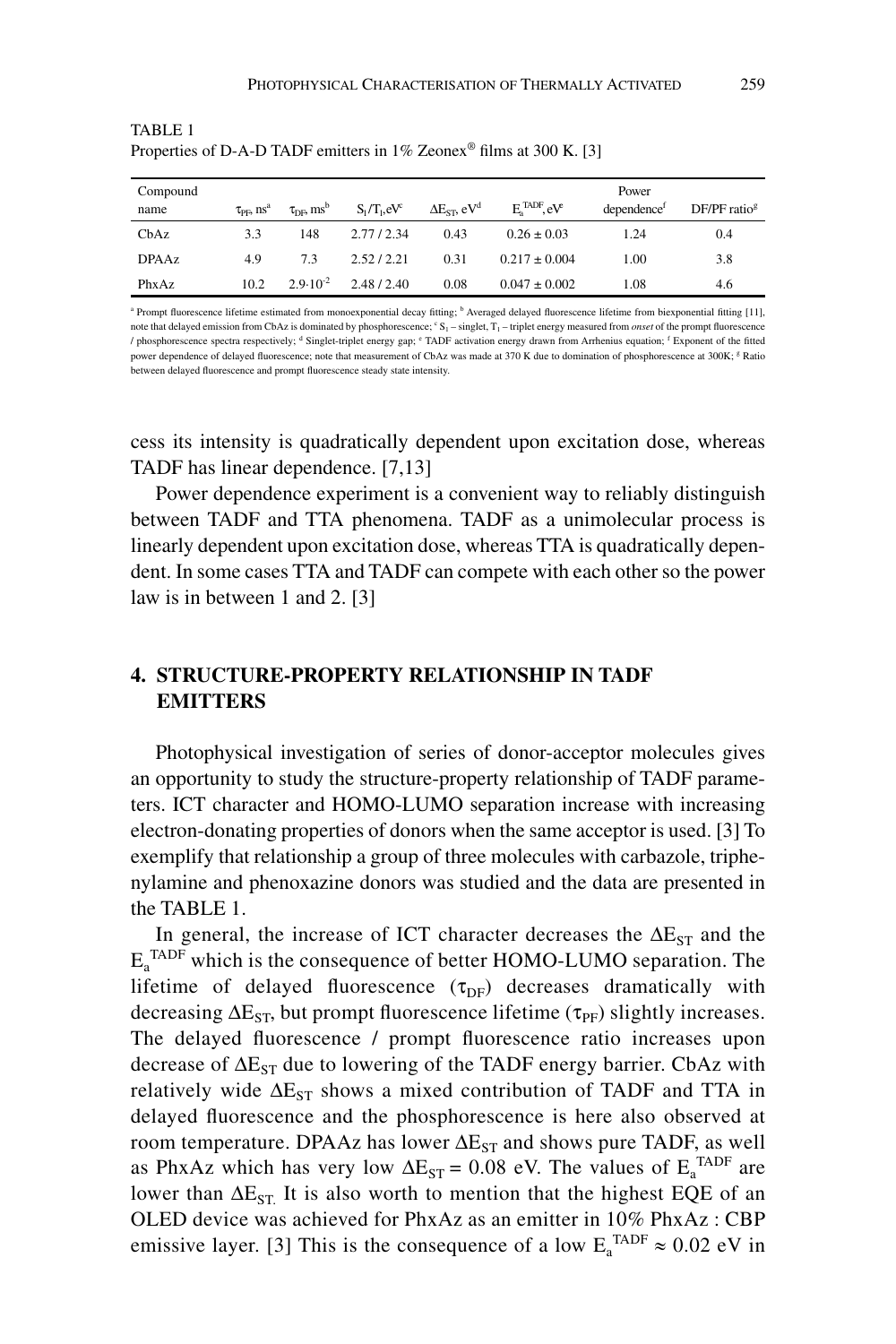TABLE 1
Properties of D-A-D TADF emitters in 1% Zeonex® films at 300 K. [3]

| Compound name | $\tau_{PF}$, ns[a] | $\tau_{DF}$, ms[b] | $S_1/T_1$, eV[c] | $\Delta E_{ST}$, eV[d] | $E_a^{TADF}$, eV[e] | Power dependence[f] | DF/PF ratio[g] |
|---|---|---|---|---|---|---|---|
| CbAz | 3.3 | 148 | 2.77 / 2.34 | 0.43 | 0.26 ± 0.03 | 1.24 | 0.4 |
| DPAAz | 4.9 | 7.3 | 2.52 / 2.21 | 0.31 | 0.217 ± 0.004 | 1.00 | 3.8 |
| PhxAz | 10.2 | $2.9 \cdot 10^{-2}$ | 2.48 / 2.40 | 0.08 | 0.047 ± 0.002 | 1.08 | 4.6 |

[a] Prompt fluorescence lifetime estimated from monoexponential decay fitting; [b] Averaged delayed fluorescence lifetime from biexponential fitting [11], note that delayed emission from CbAz is dominated by phosphorescence; [c] $S_1$ – singlet, $T_1$ – triplet energy measured from *onset* of the prompt fluorescence / phosphorescence spectra respectively; [d] Singlet-triplet energy gap; [e] TADF activation energy drawn from Arrhenius equation; [f] Exponent of the fitted power dependence of delayed fluorescence; note that measurement of CbAz was made at 370 K due to domination of phosphorescence at 300K; [g] Ratio between delayed fluorescence and prompt fluorescence steady state intensity.

cess its intensity is quadratically dependent upon excitation dose, whereas TADF has linear dependence. [7,13]

Power dependence experiment is a convenient way to reliably distinguish between TADF and TTA phenomena. TADF as a unimolecular process is linearly dependent upon excitation dose, whereas TTA is quadratically dependent. In some cases TTA and TADF can compete with each other so the power law is in between 1 and 2. [3]

## 4. STRUCTURE-PROPERTY RELATIONSHIP IN TADF EMITTERS

Photophysical investigation of series of donor-acceptor molecules gives an opportunity to study the structure-property relationship of TADF parameters. ICT character and HOMO-LUMO separation increase with increasing electron-donating properties of donors when the same acceptor is used. [3] To exemplify that relationship a group of three molecules with carbazole, triphenylamine and phenoxazine donors was studied and the data are presented in the TABLE 1.

In general, the increase of ICT character decreases the $\Delta E_{ST}$ and the $E_a^{TADF}$ which is the consequence of better HOMO-LUMO separation. The lifetime of delayed fluorescence ($\tau_{DF}$) decreases dramatically with decreasing $\Delta E_{ST}$, but prompt fluorescence lifetime ($\tau_{PF}$) slightly increases. The delayed fluorescence / prompt fluorescence ratio increases upon decrease of $\Delta E_{ST}$ due to lowering of the TADF energy barrier. CbAz with relatively wide $\Delta E_{ST}$ shows a mixed contribution of TADF and TTA in delayed fluorescence and the phosphorescence is here also observed at room temperature. DPAAz has lower $\Delta E_{ST}$ and shows pure TADF, as well as PhxAz which has very low $\Delta E_{ST} = 0.08$ eV. The values of $E_a^{TADF}$ are lower than $\Delta E_{ST}$. It is also worth to mention that the highest EQE of an OLED device was achieved for PhxAz as an emitter in 10% PhxAz : CBP emissive layer. [3] This is the consequence of a low $E_a^{TADF} \approx 0.02$ eV in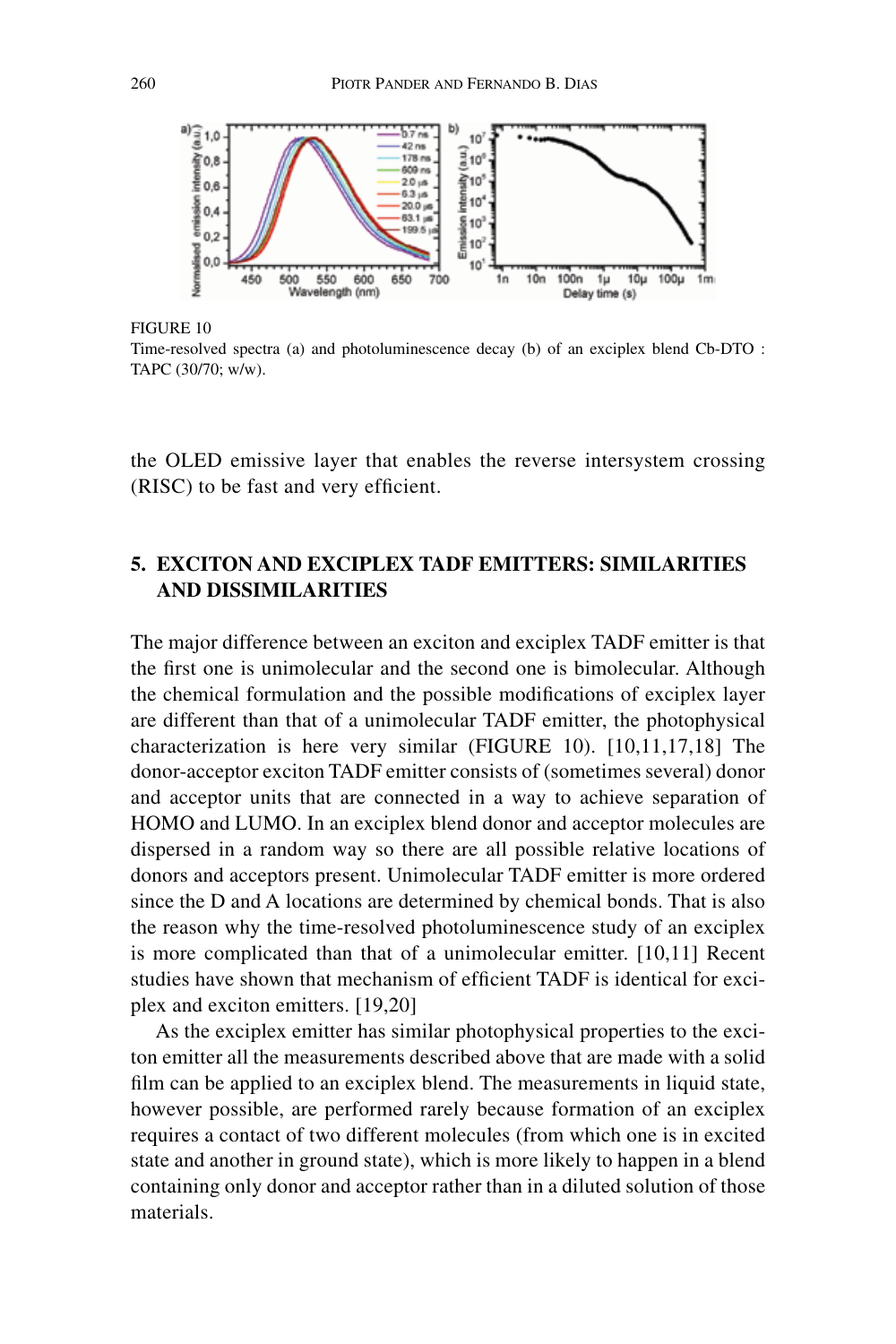FIGURE 10
Time-resolved spectra (a) and photoluminescence decay (b) of an exciplex blend Cb-DTO : TAPC (30/70; w/w).

the OLED emissive layer that enables the reverse intersystem crossing (RISC) to be fast and very efficient.

## 5. EXCITON AND EXCIPLEX TADF EMITTERS: SIMILARITIES AND DISSIMILARITIES

The major difference between an exciton and exciplex TADF emitter is that the first one is unimolecular and the second one is bimolecular. Although the chemical formulation and the possible modifications of exciplex layer are different than that of a unimolecular TADF emitter, the photophysical characterization is here very similar (FIGURE 10). [10,11,17,18] The donor-acceptor exciton TADF emitter consists of (sometimes several) donor and acceptor units that are connected in a way to achieve separation of HOMO and LUMO. In an exciplex blend donor and acceptor molecules are dispersed in a random way so there are all possible relative locations of donors and acceptors present. Unimolecular TADF emitter is more ordered since the D and A locations are determined by chemical bonds. That is also the reason why the time-resolved photoluminescence study of an exciplex is more complicated than that of a unimolecular emitter. [10,11] Recent studies have shown that mechanism of efficient TADF is identical for exciplex and exciton emitters. [19,20]

As the exciplex emitter has similar photophysical properties to the exciton emitter all the measurements described above that are made with a solid film can be applied to an exciplex blend. The measurements in liquid state, however possible, are performed rarely because formation of an exciplex requires a contact of two different molecules (from which one is in excited state and another in ground state), which is more likely to happen in a blend containing only donor and acceptor rather than in a diluted solution of those materials.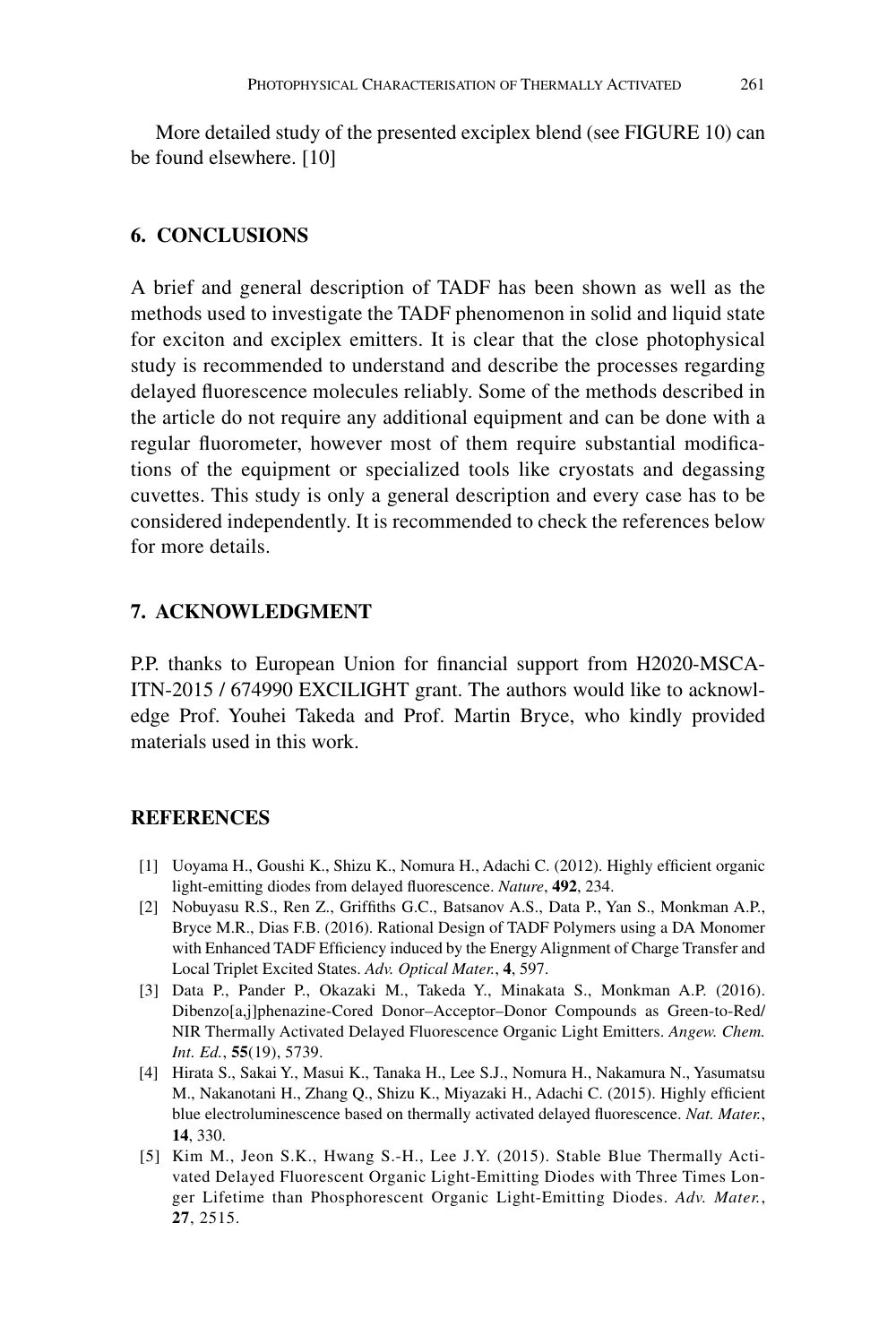More detailed study of the presented exciplex blend (see FIGURE 10) can be found elsewhere. [10]

## 6. CONCLUSIONS

A brief and general description of TADF has been shown as well as the methods used to investigate the TADF phenomenon in solid and liquid state for exciton and exciplex emitters. It is clear that the close photophysical study is recommended to understand and describe the processes regarding delayed fluorescence molecules reliably. Some of the methods described in the article do not require any additional equipment and can be done with a regular fluorometer, however most of them require substantial modifications of the equipment or specialized tools like cryostats and degassing cuvettes. This study is only a general description and every case has to be considered independently. It is recommended to check the references below for more details.

## 7. ACKNOWLEDGMENT

P.P. thanks to European Union for financial support from H2020-MSCA-ITN-2015 / 674990 EXCILIGHT grant. The authors would like to acknowledge Prof. Youhei Takeda and Prof. Martin Bryce, who kindly provided materials used in this work.

## REFERENCES

[1] Uoyama H., Goushi K., Shizu K., Nomura H., Adachi C. (2012). Highly efficient organic light-emitting diodes from delayed fluorescence. *Nature*, **492**, 234.

[2] Nobuyasu R.S., Ren Z., Griffiths G.C., Batsanov A.S., Data P., Yan S., Monkman A.P., Bryce M.R., Dias F.B. (2016). Rational Design of TADF Polymers using a DA Monomer with Enhanced TADF Efficiency induced by the Energy Alignment of Charge Transfer and Local Triplet Excited States. *Adv. Optical Mater.*, **4**, 597.

[3] Data P., Pander P., Okazaki M., Takeda Y., Minakata S., Monkman A.P. (2016). Dibenzo[a,j]phenazine-Cored Donor–Acceptor–Donor Compounds as Green-to-Red/NIR Thermally Activated Delayed Fluorescence Organic Light Emitters. *Angew. Chem. Int. Ed.*, **55**(19), 5739.

[4] Hirata S., Sakai Y., Masui K., Tanaka H., Lee S.J., Nomura H., Nakamura N., Yasumatsu M., Nakanotani H., Zhang Q., Shizu K., Miyazaki H., Adachi C. (2015). Highly efficient blue electroluminescence based on thermally activated delayed fluorescence. *Nat. Mater.*, **14**, 330.

[5] Kim M., Jeon S.K., Hwang S.-H., Lee J.Y. (2015). Stable Blue Thermally Activated Delayed Fluorescent Organic Light-Emitting Diodes with Three Times Longer Lifetime than Phosphorescent Organic Light-Emitting Diodes. *Adv. Mater.*, **27**, 2515.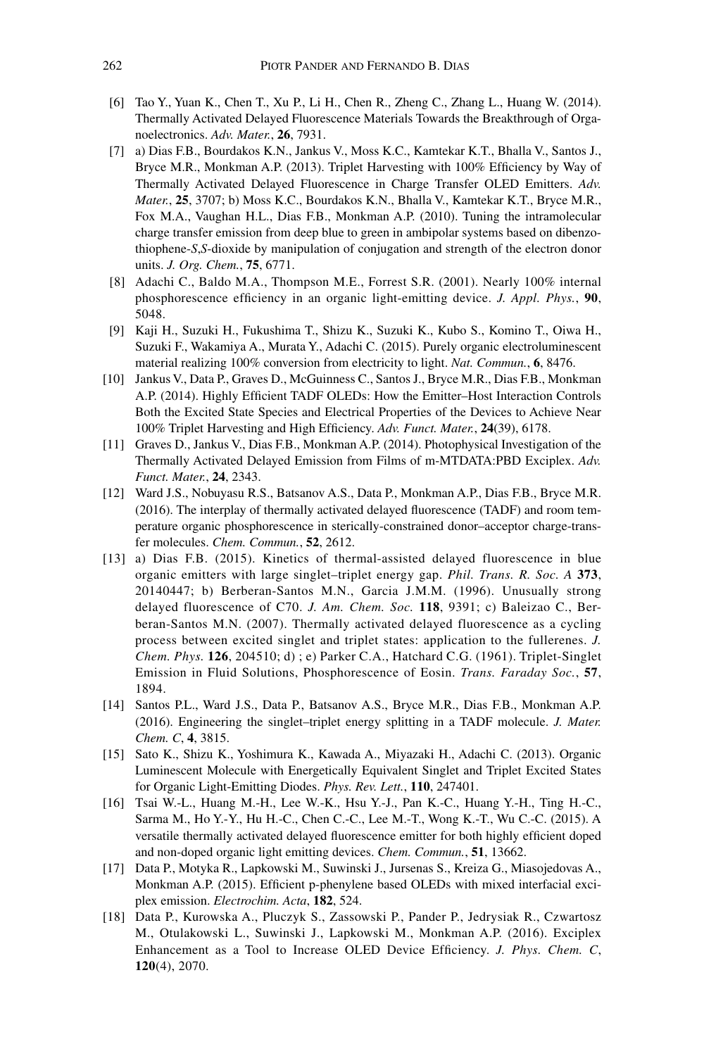[6] Tao Y., Yuan K., Chen T., Xu P., Li H., Chen R., Zheng C., Zhang L., Huang W. (2014). Thermally Activated Delayed Fluorescence Materials Towards the Breakthrough of Organoelectronics. *Adv. Mater.*, **26**, 7931.

[7] a) Dias F.B., Bourdakos K.N., Jankus V., Moss K.C., Kamtekar K.T., Bhalla V., Santos J., Bryce M.R., Monkman A.P. (2013). Triplet Harvesting with 100% Efficiency by Way of Thermally Activated Delayed Fluorescence in Charge Transfer OLED Emitters. *Adv. Mater.*, **25**, 3707; b) Moss K.C., Bourdakos K.N., Bhalla V., Kamtekar K.T., Bryce M.R., Fox M.A., Vaughan H.L., Dias F.B., Monkman A.P. (2010). Tuning the intramolecular charge transfer emission from deep blue to green in ambipolar systems based on dibenzothiophene-*S,S*-dioxide by manipulation of conjugation and strength of the electron donor units. *J. Org. Chem.*, **75**, 6771.

[8] Adachi C., Baldo M.A., Thompson M.E., Forrest S.R. (2001). Nearly 100% internal phosphorescence efficiency in an organic light-emitting device. *J. Appl. Phys.*, **90**, 5048.

[9] Kaji H., Suzuki H., Fukushima T., Shizu K., Suzuki K., Kubo S., Komino T., Oiwa H., Suzuki F., Wakamiya A., Murata Y., Adachi C. (2015). Purely organic electroluminescent material realizing 100% conversion from electricity to light. *Nat. Commun.*, **6**, 8476.

[10] Jankus V., Data P., Graves D., McGuinness C., Santos J., Bryce M.R., Dias F.B., Monkman A.P. (2014). Highly Efficient TADF OLEDs: How the Emitter–Host Interaction Controls Both the Excited State Species and Electrical Properties of the Devices to Achieve Near 100% Triplet Harvesting and High Efficiency. *Adv. Funct. Mater.*, **24**(39), 6178.

[11] Graves D., Jankus V., Dias F.B., Monkman A.P. (2014). Photophysical Investigation of the Thermally Activated Delayed Emission from Films of m-MTDATA:PBD Exciplex. *Adv. Funct. Mater.*, **24**, 2343.

[12] Ward J.S., Nobuyasu R.S., Batsanov A.S., Data P., Monkman A.P., Dias F.B., Bryce M.R. (2016). The interplay of thermally activated delayed fluorescence (TADF) and room temperature organic phosphorescence in sterically-constrained donor–acceptor charge-transfer molecules. *Chem. Commun.*, **52**, 2612.

[13] a) Dias F.B. (2015). Kinetics of thermal-assisted delayed fluorescence in blue organic emitters with large singlet–triplet energy gap. *Phil. Trans. R. Soc. A* **373**, 20140447; b) Berberan-Santos M.N., Garcia J.M.M. (1996). Unusually strong delayed fluorescence of C70. *J. Am. Chem. Soc.* **118**, 9391; c) Baleizao C., Berberan-Santos M.N. (2007). Thermally activated delayed fluorescence as a cycling process between excited singlet and triplet states: application to the fullerenes. *J. Chem. Phys.* **126**, 204510; d) ; e) Parker C.A., Hatchard C.G. (1961). Triplet-Singlet Emission in Fluid Solutions, Phosphorescence of Eosin. *Trans. Faraday Soc.*, **57**, 1894.

[14] Santos P.L., Ward J.S., Data P., Batsanov A.S., Bryce M.R., Dias F.B., Monkman A.P. (2016). Engineering the singlet–triplet energy splitting in a TADF molecule. *J. Mater. Chem. C*, **4**, 3815.

[15] Sato K., Shizu K., Yoshimura K., Kawada A., Miyazaki H., Adachi C. (2013). Organic Luminescent Molecule with Energetically Equivalent Singlet and Triplet Excited States for Organic Light-Emitting Diodes. *Phys. Rev. Lett.*, **110**, 247401.

[16] Tsai W.-L., Huang M.-H., Lee W.-K., Hsu Y.-J., Pan K.-C., Huang Y.-H., Ting H.-C., Sarma M., Ho Y.-Y., Hu H.-C., Chen C.-C., Lee M.-T., Wong K.-T., Wu C.-C. (2015). A versatile thermally activated delayed fluorescence emitter for both highly efficient doped and non-doped organic light emitting devices. *Chem. Commun.*, **51**, 13662.

[17] Data P., Motyka R., Lapkowski M., Suwinski J., Jursenas S., Kreiza G., Miasojedovas A., Monkman A.P. (2015). Efficient p-phenylene based OLEDs with mixed interfacial exciplex emission. *Electrochim. Acta*, **182**, 524.

[18] Data P., Kurowska A., Pluczyk S., Zassowski P., Pander P., Jedrysiak R., Czwartosz M., Otulakowski L., Suwinski J., Lapkowski M., Monkman A.P. (2016). Exciplex Enhancement as a Tool to Increase OLED Device Efficiency. *J. Phys. Chem. C*, **120**(4), 2070.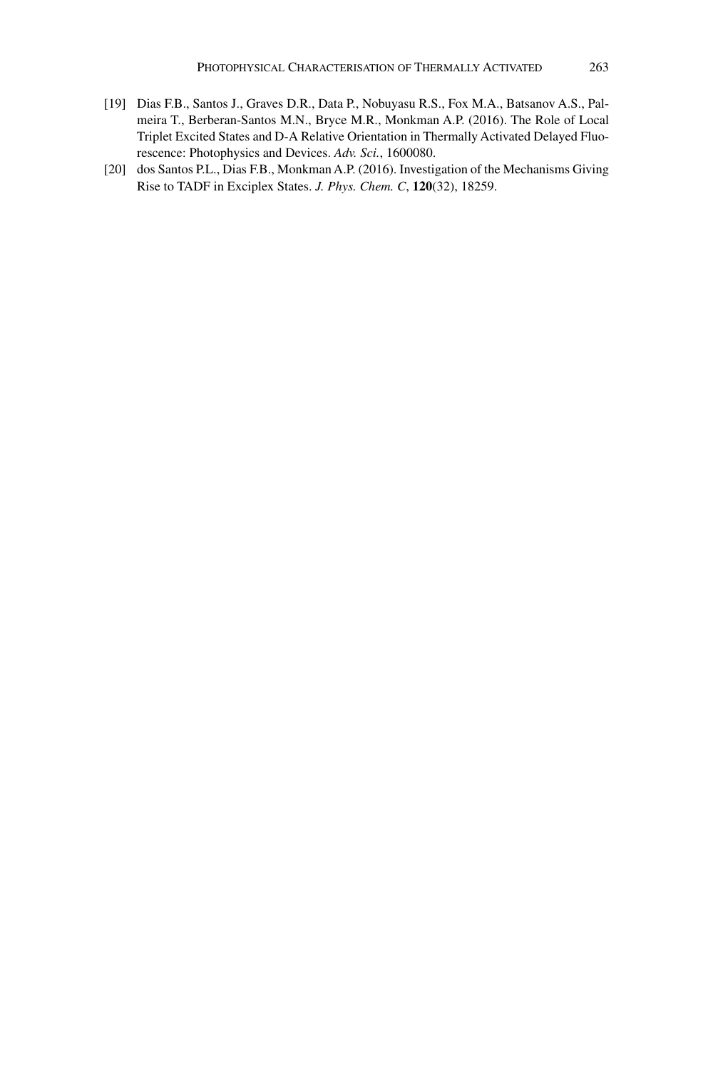[19] Dias F.B., Santos J., Graves D.R., Data P., Nobuyasu R.S., Fox M.A., Batsanov A.S., Palmeira T., Berberan-Santos M.N., Bryce M.R., Monkman A.P. (2016). The Role of Local Triplet Excited States and D-A Relative Orientation in Thermally Activated Delayed Fluorescence: Photophysics and Devices. *Adv. Sci.*, 1600080.

[20] dos Santos P.L., Dias F.B., Monkman A.P. (2016). Investigation of the Mechanisms Giving Rise to TADF in Exciplex States. *J. Phys. Chem. C*, **120**(32), 18259.